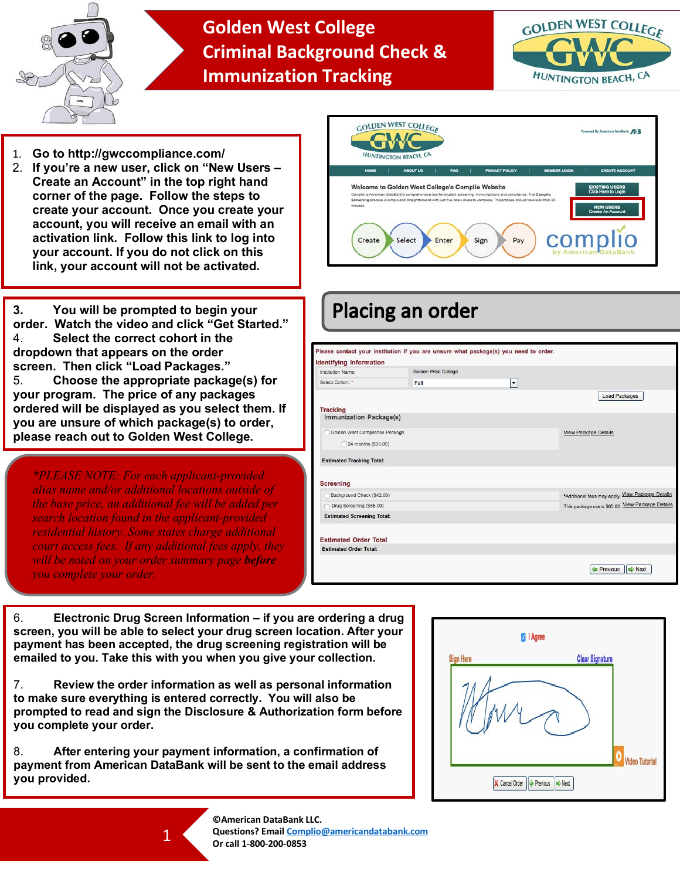# Golden West College Criminal Background Check & Immunization Tracking

1. Go to http://gwccompliance.com/
2. If you're a new user, click on "New Users – Create an Account" in the top right hand corner of the page. Follow the steps to create your account. Once you create your account, you will receive an email with an activation link. Follow this link to log into your account. If you do not click on this link, your account will not be activated.

## Placing an order

3. You will be prompted to begin your order. Watch the video and click "Get Started."
4. Select the correct cohort in the dropdown that appears on the order screen. Then click "Load Packages."
5. Choose the appropriate package(s) for your program. The price of any packages ordered will be displayed as you select them. If you are unsure of which package(s) to order, please reach out to Golden West College.

*\*PLEASE NOTE: For each applicant-provided alias name and/or additional locations outside of the base price, an additional fee will be added per search location found in the applicant-provided residential history. Some states charge additional court access fees. If any additional fees apply, they will be noted on your order summary page **before** you complete your order.*

6. Electronic Drug Screen Information – if you are ordering a drug screen, you will be able to select your drug screen location. After your payment has been accepted, the drug screening registration will be emailed to you. Take this with you when you give your collection.

7. Review the order information as well as personal information to make sure everything is entered correctly. You will also be prompted to read and sign the Disclosure & Authorization form before you complete your order.

8. After entering your payment information, a confirmation of payment from American DataBank will be sent to the email address you provided.

©American DataBank LLC.
Questions? Email Complio@americandatabank.com
Or call 1-800-200-0853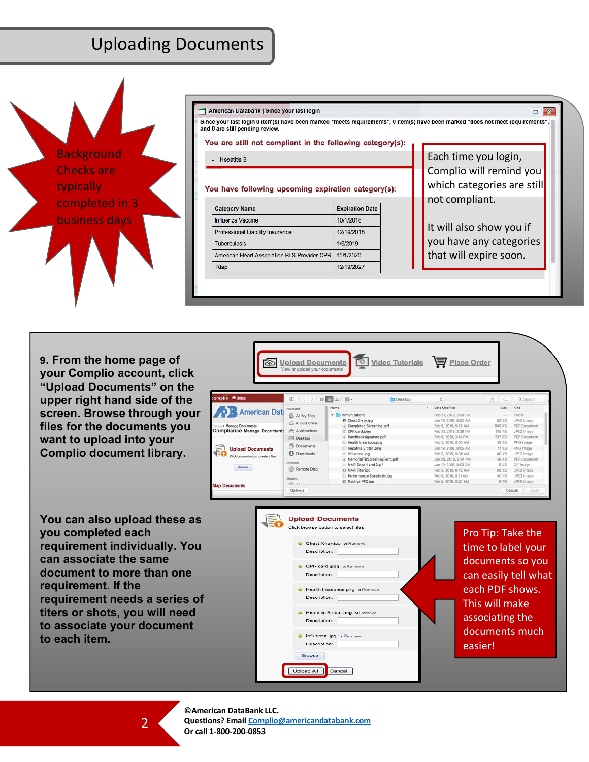# Uploading Documents

Background Checks are typically completed in 3 business days

American Databank | Since your last login

Since your last login 0 item(s) have been marked "meets requirements", 0 item(s) have been marked "does not meet requirements", and 0 are still pending review.

You are still not compliant in the following category(s):

- Hepatitis B

You have following upcoming expiration category(s):

| Category Name | Expiration Date |
|---|---|
| Influenza Vaccine | 10/1/2018 |
| Professional Liability Insurance | 12/19/2018 |
| Tuberculosis | 1/6/2019 |
| American Heart Association BLS Provider CPR | 11/1/2020 |
| Tdap | 12/19/2027 |

Each time you login, Complio will remind you which categories are still not compliant.

It will also show you if you have any categories that will expire soon.

**9. From the home page of your Complio account, click "Upload Documents" on the upper right hand side of the screen. Browse through your files for the documents you want to upload into your Complio document library.**

**You can also upload these as you completed each requirement individually. You can associate the same document to more than one requirement. If the requirement needs a series of titers or shots, you will need to associate your document to each item.**

Pro Tip: Take the time to label your documents so you can easily tell what each PDF shows. This will make associating the documents much easier!

©American DataBank LLC.
Questions? Email Complio@americandatabank.com
Or call 1-800-200-0853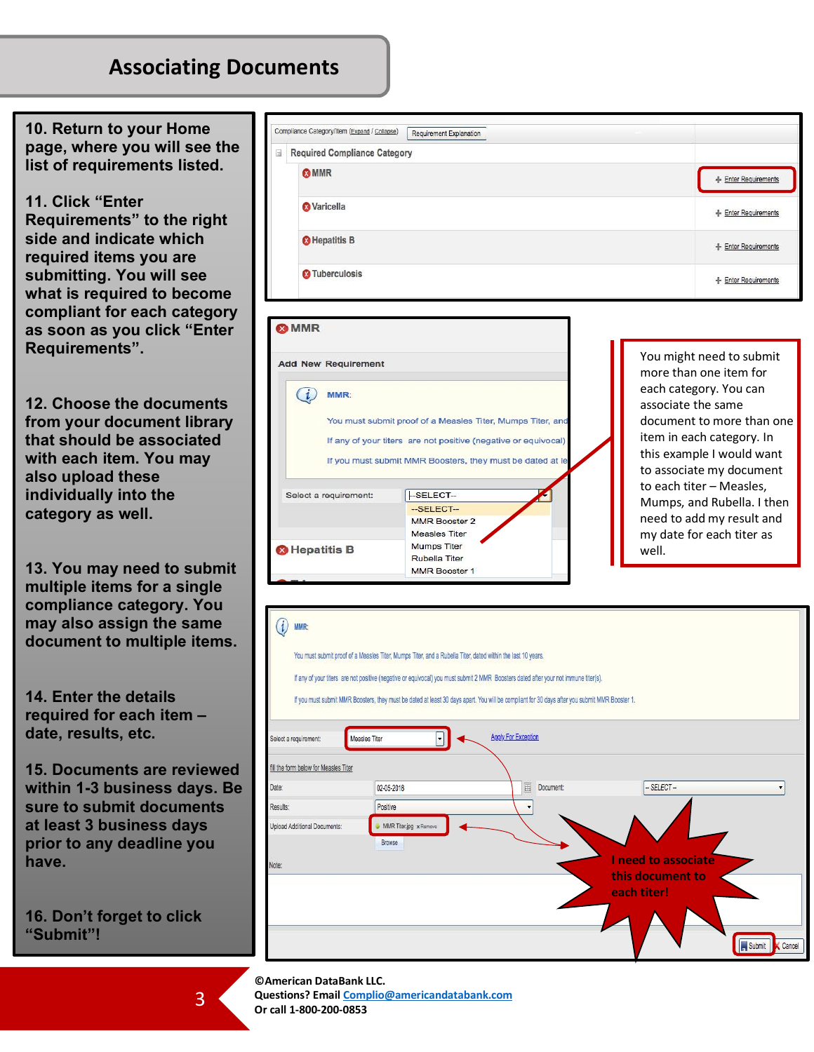# Associating Documents

10. Return to your Home page, where you will see the list of requirements listed.

11. Click "Enter Requirements" to the right side and indicate which required items you are submitting. You will see what is required to become compliant for each category as soon as you click "Enter Requirements".

12. Choose the documents from your document library that should be associated with each item. You may also upload these individually into the category as well.

13. You may need to submit multiple items for a single compliance category. You may also assign the same document to multiple items.

14. Enter the details required for each item – date, results, etc.

15. Documents are reviewed within 1-3 business days. Be sure to submit documents at least 3 business days prior to any deadline you have.

16. Don't forget to click "Submit"!

| Compliance Category/Item (Expand / Collapse) | Requirement Explanation |
|---|---|
| Required Compliance Category | |
| MMR | Enter Requirements |
| Varicella | Enter Requirements |
| Hepatitis B | Enter Requirements |
| Tuberculosis | Enter Requirements |

**MMR**

Add New Requirement

MMR:

You must submit proof of a Measles Titer, Mumps Titer, and

If any of your titers are not positive (negative or equivocal)

If you must submit MMR Boosters, they must be dated at le

Select a requirement: --SELECT--

- --SELECT--
- MMR Booster 2
- Measles Titer
- Mumps Titer
- Rubella Titer
- MMR Booster 1

**Hepatitis B**

You might need to submit more than one item for each category. You can associate the same document to more than one item in each category. In this example I would want to associate my document to each titer – Measles, Mumps, and Rubella. I then need to add my result and my date for each titer as well.

MMR:

You must submit proof of a Measles Titer, Mumps Titer, and a Rubella Titer, dated within the last 10 years.

If any of your titers are not positive (negative or equivocal) you must submit 2 MMR Boosters dated after your not immune titer(s).

If you must submit MMR Boosters, they must be dated at least 30 days apart. You will be compliant for 30 days after you submit MMR Booster 1.

Select a requirement: Measles Titer — Apply For Exception

fill the form below for Measles Titer

Date: 02-05-2018 — Document: -- SELECT --

Results: Positive

Upload Additional Documents: MMR Titer.jpg x Remove — Browse

Note:

I need to associate this document to each titer!

Submit — Cancel

©American DataBank LLC.
Questions? Email Complio@americandatabank.com
Or call 1-800-200-0853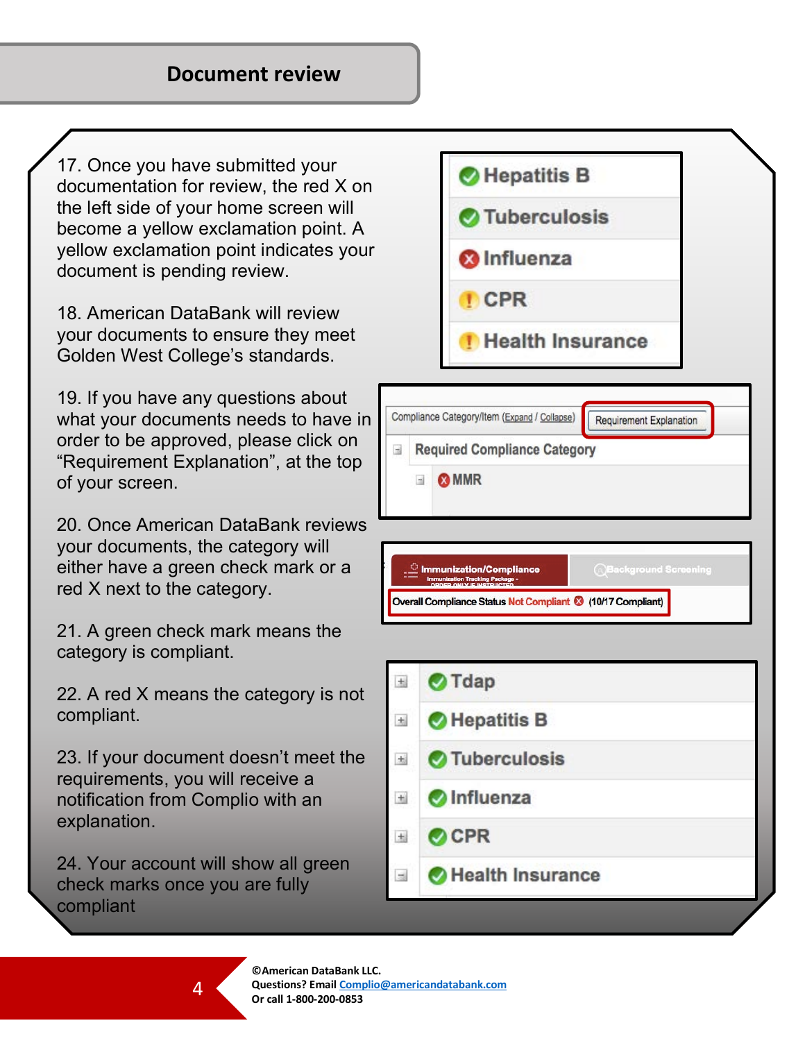# Document review

17. Once you have submitted your documentation for review, the red X on the left side of your home screen will become a yellow exclamation point. A yellow exclamation point indicates your document is pending review.

18. American DataBank will review your documents to ensure they meet Golden West College's standards.

19. If you have any questions about what your documents needs to have in order to be approved, please click on "Requirement Explanation", at the top of your screen.

20. Once American DataBank reviews your documents, the category will either have a green check mark or a red X next to the category.

21. A green check mark means the category is compliant.

22. A red X means the category is not compliant.

23. If your document doesn't meet the requirements, you will receive a notification from Complio with an explanation.

24. Your account will show all green check marks once you are fully compliant

©American DataBank LLC.
Questions? Email Complio@americandatabank.com
Or call 1-800-200-0853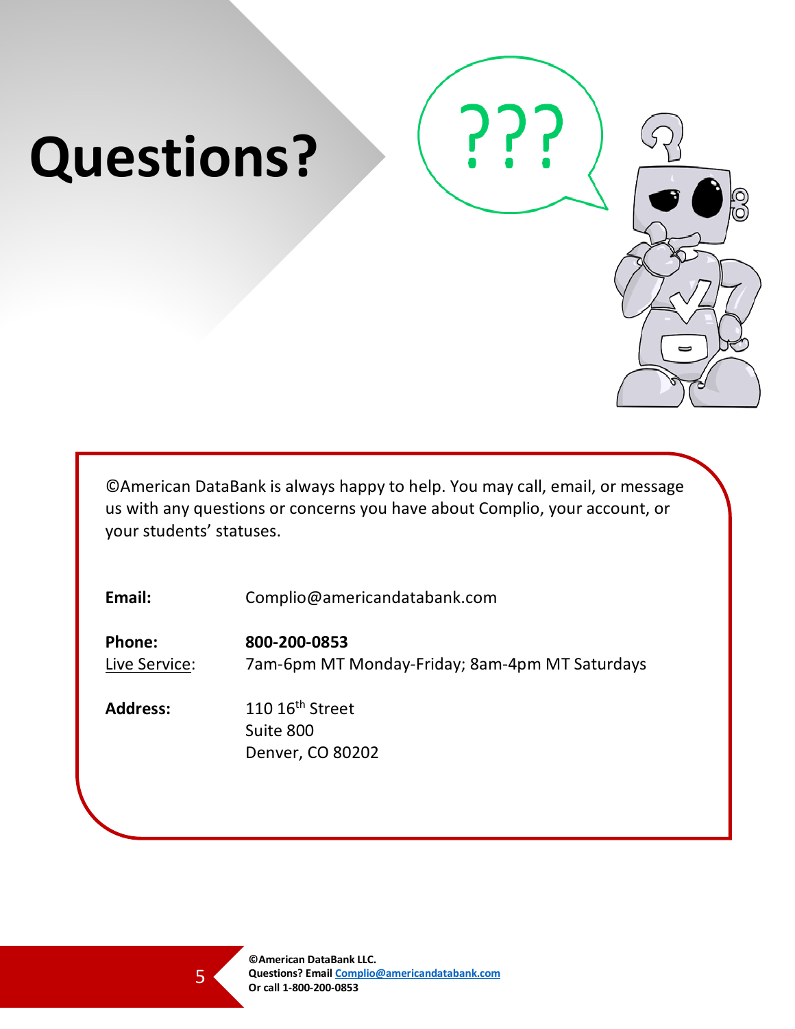# Questions?

©American DataBank is always happy to help. You may call, email, or message us with any questions or concerns you have about Complio, your account, or your students' statuses.

| | |
|---|---|
| **Email:** | Complio@americandatabank.com |
| **Phone:** | **800-200-0853** |
| Live Service: | 7am-6pm MT Monday-Friday; 8am-4pm MT Saturdays |
| **Address:** | 110 16th Street<br>Suite 800<br>Denver, CO 80202 |